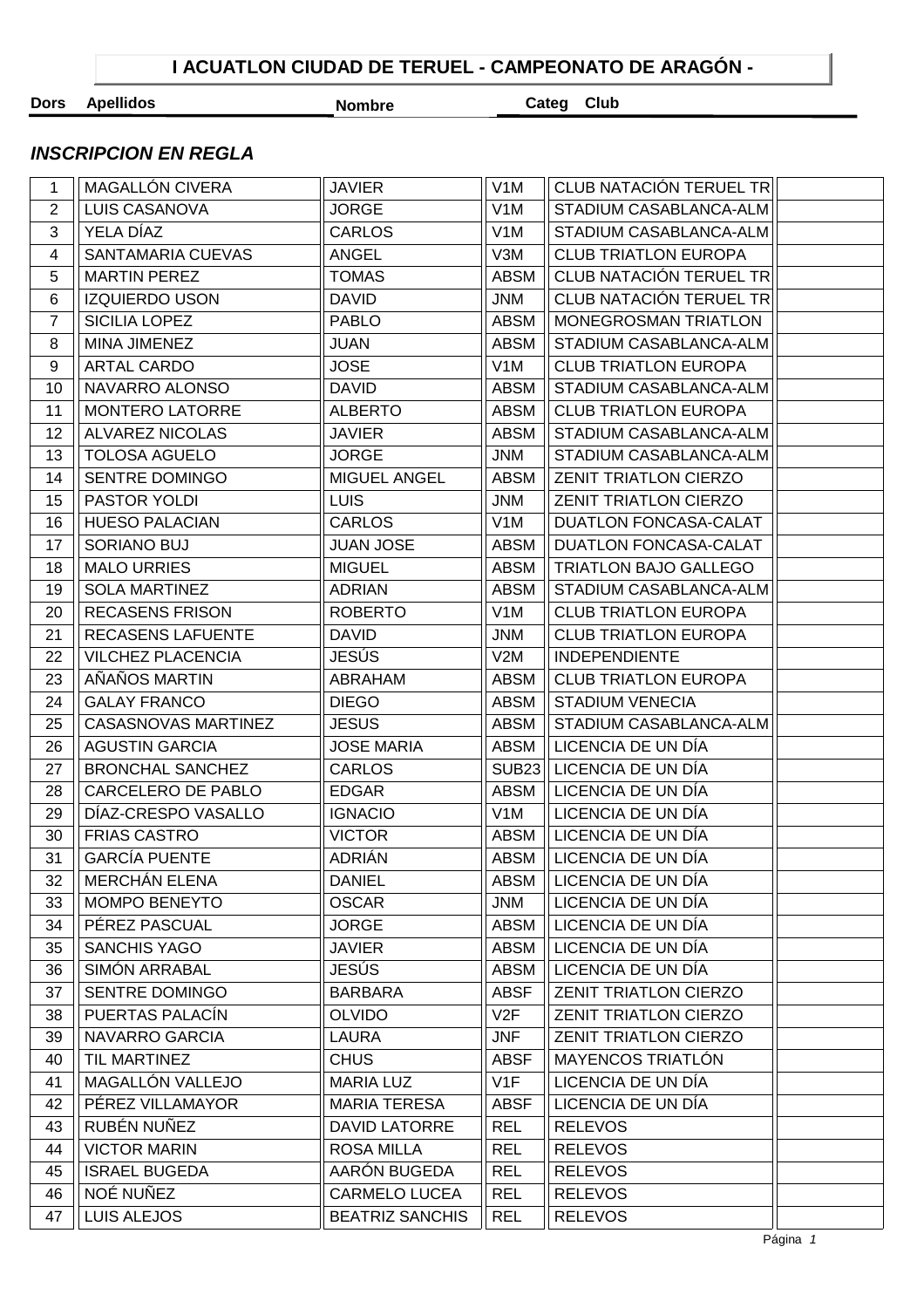# I ACUATLON CIUDAD DE TERUEL - CAMPEONATO DE ARAGÓN -

### *INSCRIPCION EN REGLA*

| Dors | Apellidos | Nombre | Categ | Club | |
|---|---|---|---|---|---|
| 1 | MAGALLÓN CIVERA | JAVIER | V1M | CLUB NATACIÓN TERUEL TR | |
| 2 | LUIS CASANOVA | JORGE | V1M | STADIUM CASABLANCA-ALM | |
| 3 | YELA DÍAZ | CARLOS | V1M | STADIUM CASABLANCA-ALM | |
| 4 | SANTAMARIA CUEVAS | ANGEL | V3M | CLUB TRIATLON EUROPA | |
| 5 | MARTIN PEREZ | TOMAS | ABSM | CLUB NATACIÓN TERUEL TR | |
| 6 | IZQUIERDO USON | DAVID | JNM | CLUB NATACIÓN TERUEL TR | |
| 7 | SICILIA LOPEZ | PABLO | ABSM | MONEGROSMAN TRIATLON | |
| 8 | MINA JIMENEZ | JUAN | ABSM | STADIUM CASABLANCA-ALM | |
| 9 | ARTAL CARDO | JOSE | V1M | CLUB TRIATLON EUROPA | |
| 10 | NAVARRO ALONSO | DAVID | ABSM | STADIUM CASABLANCA-ALM | |
| 11 | MONTERO LATORRE | ALBERTO | ABSM | CLUB TRIATLON EUROPA | |
| 12 | ALVAREZ NICOLAS | JAVIER | ABSM | STADIUM CASABLANCA-ALM | |
| 13 | TOLOSA AGUELO | JORGE | JNM | STADIUM CASABLANCA-ALM | |
| 14 | SENTRE DOMINGO | MIGUEL ANGEL | ABSM | ZENIT TRIATLON CIERZO | |
| 15 | PASTOR YOLDI | LUIS | JNM | ZENIT TRIATLON CIERZO | |
| 16 | HUESO PALACIAN | CARLOS | V1M | DUATLON FONCASA-CALAT | |
| 17 | SORIANO BUJ | JUAN JOSE | ABSM | DUATLON FONCASA-CALAT | |
| 18 | MALO URRIES | MIGUEL | ABSM | TRIATLON BAJO GALLEGO | |
| 19 | SOLA MARTINEZ | ADRIAN | ABSM | STADIUM CASABLANCA-ALM | |
| 20 | RECASENS FRISON | ROBERTO | V1M | CLUB TRIATLON EUROPA | |
| 21 | RECASENS LAFUENTE | DAVID | JNM | CLUB TRIATLON EUROPA | |
| 22 | VILCHEZ PLACENCIA | JESÚS | V2M | INDEPENDIENTE | |
| 23 | AÑAÑOS MARTIN | ABRAHAM | ABSM | CLUB TRIATLON EUROPA | |
| 24 | GALAY FRANCO | DIEGO | ABSM | STADIUM VENECIA | |
| 25 | CASASNOVAS MARTINEZ | JESUS | ABSM | STADIUM CASABLANCA-ALM | |
| 26 | AGUSTIN GARCIA | JOSE MARIA | ABSM | LICENCIA DE UN DÍA | |
| 27 | BRONCHAL SANCHEZ | CARLOS | SUB23 | LICENCIA DE UN DÍA | |
| 28 | CARCELERO DE PABLO | EDGAR | ABSM | LICENCIA DE UN DÍA | |
| 29 | DÍAZ-CRESPO VASALLO | IGNACIO | V1M | LICENCIA DE UN DÍA | |
| 30 | FRIAS CASTRO | VICTOR | ABSM | LICENCIA DE UN DÍA | |
| 31 | GARCÍA PUENTE | ADRIÁN | ABSM | LICENCIA DE UN DÍA | |
| 32 | MERCHÁN ELENA | DANIEL | ABSM | LICENCIA DE UN DÍA | |
| 33 | MOMPO BENEYTO | OSCAR | JNM | LICENCIA DE UN DÍA | |
| 34 | PÉREZ PASCUAL | JORGE | ABSM | LICENCIA DE UN DÍA | |
| 35 | SANCHIS YAGO | JAVIER | ABSM | LICENCIA DE UN DÍA | |
| 36 | SIMÓN ARRABAL | JESÚS | ABSM | LICENCIA DE UN DÍA | |
| 37 | SENTRE DOMINGO | BARBARA | ABSF | ZENIT TRIATLON CIERZO | |
| 38 | PUERTAS PALACÍN | OLVIDO | V2F | ZENIT TRIATLON CIERZO | |
| 39 | NAVARRO GARCIA | LAURA | JNF | ZENIT TRIATLON CIERZO | |
| 40 | TIL MARTINEZ | CHUS | ABSF | MAYENCOS TRIATLÓN | |
| 41 | MAGALLÓN VALLEJO | MARIA LUZ | V1F | LICENCIA DE UN DÍA | |
| 42 | PÉREZ VILLAMAYOR | MARIA TERESA | ABSF | LICENCIA DE UN DÍA | |
| 43 | RUBÉN NUÑEZ | DAVID LATORRE | REL | RELEVOS | |
| 44 | VICTOR MARIN | ROSA MILLA | REL | RELEVOS | |
| 45 | ISRAEL BUGEDA | AARÓN BUGEDA | REL | RELEVOS | |
| 46 | NOÉ NUÑEZ | CARMELO LUCEA | REL | RELEVOS | |
| 47 | LUIS ALEJOS | BEATRIZ SANCHIS | REL | RELEVOS | |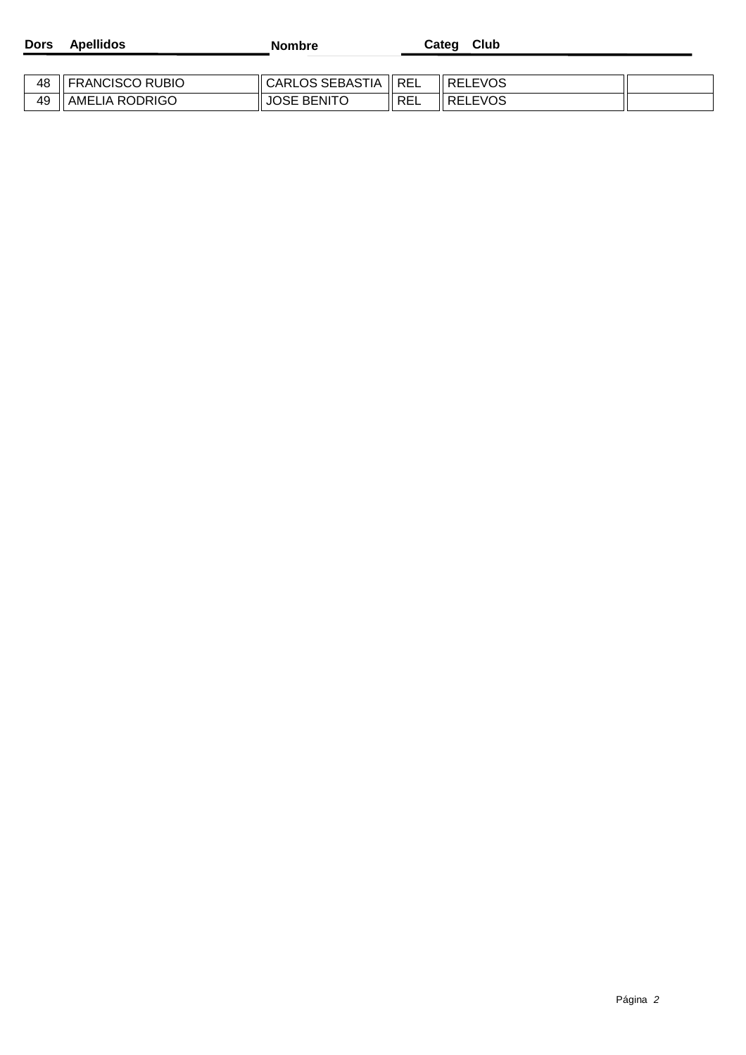| Dors | Apellidos | Nombre | Categ | Club | |
|---|---|---|---|---|---|
| 48 | FRANCISCO RUBIO | CARLOS SEBASTIA | REL | RELEVOS | |
| 49 | AMELIA RODRIGO | JOSE BENITO | REL | RELEVOS | |